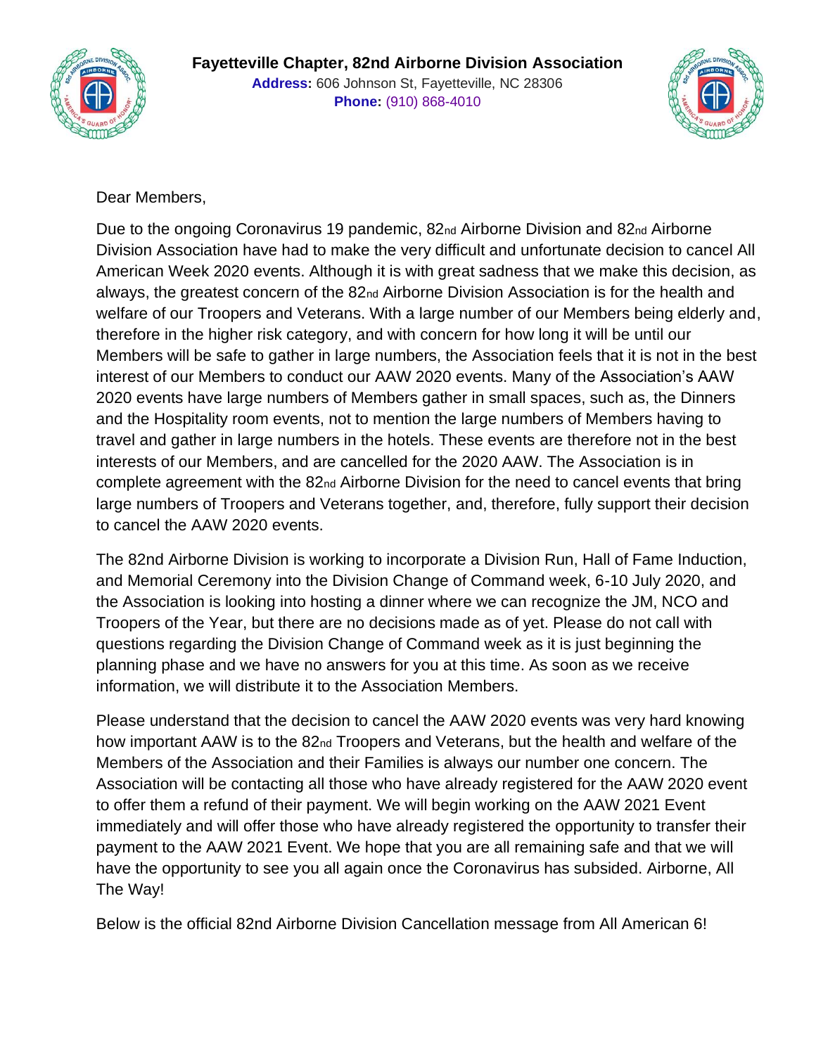**Fayetteville Chapter, 82nd Airborne Division Association**

**Address:** 606 Johnson St, Fayetteville, NC 28306

**Phone:** (910) 868-4010

Dear Members,

Due to the ongoing Coronavirus 19 pandemic, 82nd Airborne Division and 82nd Airborne Division Association have had to make the very difficult and unfortunate decision to cancel All American Week 2020 events. Although it is with great sadness that we make this decision, as always, the greatest concern of the 82nd Airborne Division Association is for the health and welfare of our Troopers and Veterans. With a large number of our Members being elderly and, therefore in the higher risk category, and with concern for how long it will be until our Members will be safe to gather in large numbers, the Association feels that it is not in the best interest of our Members to conduct our AAW 2020 events. Many of the Association's AAW 2020 events have large numbers of Members gather in small spaces, such as, the Dinners and the Hospitality room events, not to mention the large numbers of Members having to travel and gather in large numbers in the hotels. These events are therefore not in the best interests of our Members, and are cancelled for the 2020 AAW. The Association is in complete agreement with the 82nd Airborne Division for the need to cancel events that bring large numbers of Troopers and Veterans together, and, therefore, fully support their decision to cancel the AAW 2020 events.

The 82nd Airborne Division is working to incorporate a Division Run, Hall of Fame Induction, and Memorial Ceremony into the Division Change of Command week, 6-10 July 2020, and the Association is looking into hosting a dinner where we can recognize the JM, NCO and Troopers of the Year, but there are no decisions made as of yet. Please do not call with questions regarding the Division Change of Command week as it is just beginning the planning phase and we have no answers for you at this time. As soon as we receive information, we will distribute it to the Association Members.

Please understand that the decision to cancel the AAW 2020 events was very hard knowing how important AAW is to the 82nd Troopers and Veterans, but the health and welfare of the Members of the Association and their Families is always our number one concern. The Association will be contacting all those who have already registered for the AAW 2020 event to offer them a refund of their payment. We will begin working on the AAW 2021 Event immediately and will offer those who have already registered the opportunity to transfer their payment to the AAW 2021 Event. We hope that you are all remaining safe and that we will have the opportunity to see you all again once the Coronavirus has subsided. Airborne, All The Way!

Below is the official 82nd Airborne Division Cancellation message from All American 6!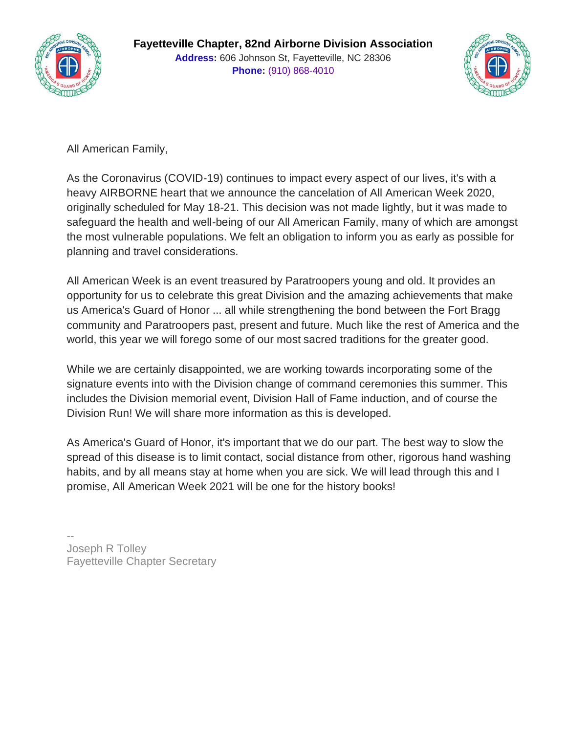**Fayetteville Chapter, 82nd Airborne Division Association**
**Address:** 606 Johnson St, Fayetteville, NC 28306
**Phone:** (910) 868-4010

All American Family,

As the Coronavirus (COVID-19) continues to impact every aspect of our lives, it's with a heavy AIRBORNE heart that we announce the cancelation of All American Week 2020, originally scheduled for May 18-21. This decision was not made lightly, but it was made to safeguard the health and well-being of our All American Family, many of which are amongst the most vulnerable populations. We felt an obligation to inform you as early as possible for planning and travel considerations.

All American Week is an event treasured by Paratroopers young and old. It provides an opportunity for us to celebrate this great Division and the amazing achievements that make us America's Guard of Honor ... all while strengthening the bond between the Fort Bragg community and Paratroopers past, present and future. Much like the rest of America and the world, this year we will forego some of our most sacred traditions for the greater good.

While we are certainly disappointed, we are working towards incorporating some of the signature events into with the Division change of command ceremonies this summer. This includes the Division memorial event, Division Hall of Fame induction, and of course the Division Run! We will share more information as this is developed.

As America's Guard of Honor, it's important that we do our part. The best way to slow the spread of this disease is to limit contact, social distance from other, rigorous hand washing habits, and by all means stay at home when you are sick. We will lead through this and I promise, All American Week 2021 will be one for the history books!

--
Joseph R Tolley
Fayetteville Chapter Secretary